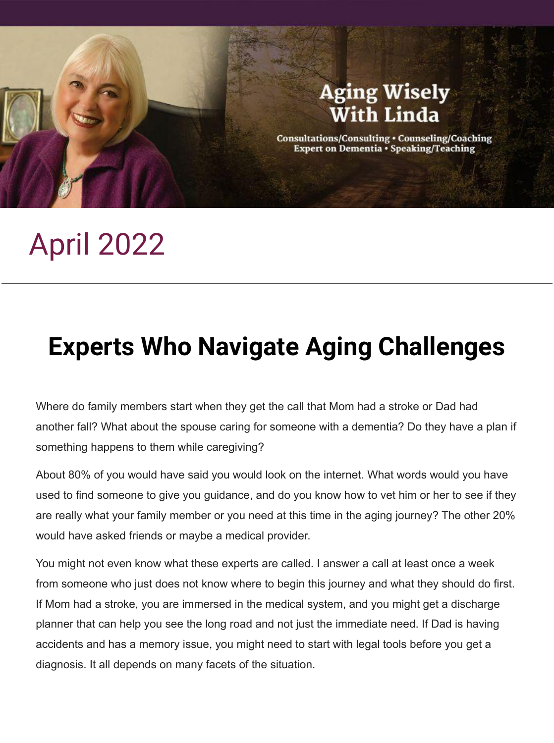Aging Wisely With Linda

Consultations/Consulting • Counseling/Coaching
Expert on Dementia • Speaking/Teaching

# April 2022

---

## Experts Who Navigate Aging Challenges

Where do family members start when they get the call that Mom had a stroke or Dad had another fall? What about the spouse caring for someone with a dementia? Do they have a plan if something happens to them while caregiving?

About 80% of you would have said you would look on the internet. What words would you have used to find someone to give you guidance, and do you know how to vet him or her to see if they are really what your family member or you need at this time in the aging journey? The other 20% would have asked friends or maybe a medical provider.

You might not even know what these experts are called. I answer a call at least once a week from someone who just does not know where to begin this journey and what they should do first. If Mom had a stroke, you are immersed in the medical system, and you might get a discharge planner that can help you see the long road and not just the immediate need. If Dad is having accidents and has a memory issue, you might need to start with legal tools before you get a diagnosis. It all depends on many facets of the situation.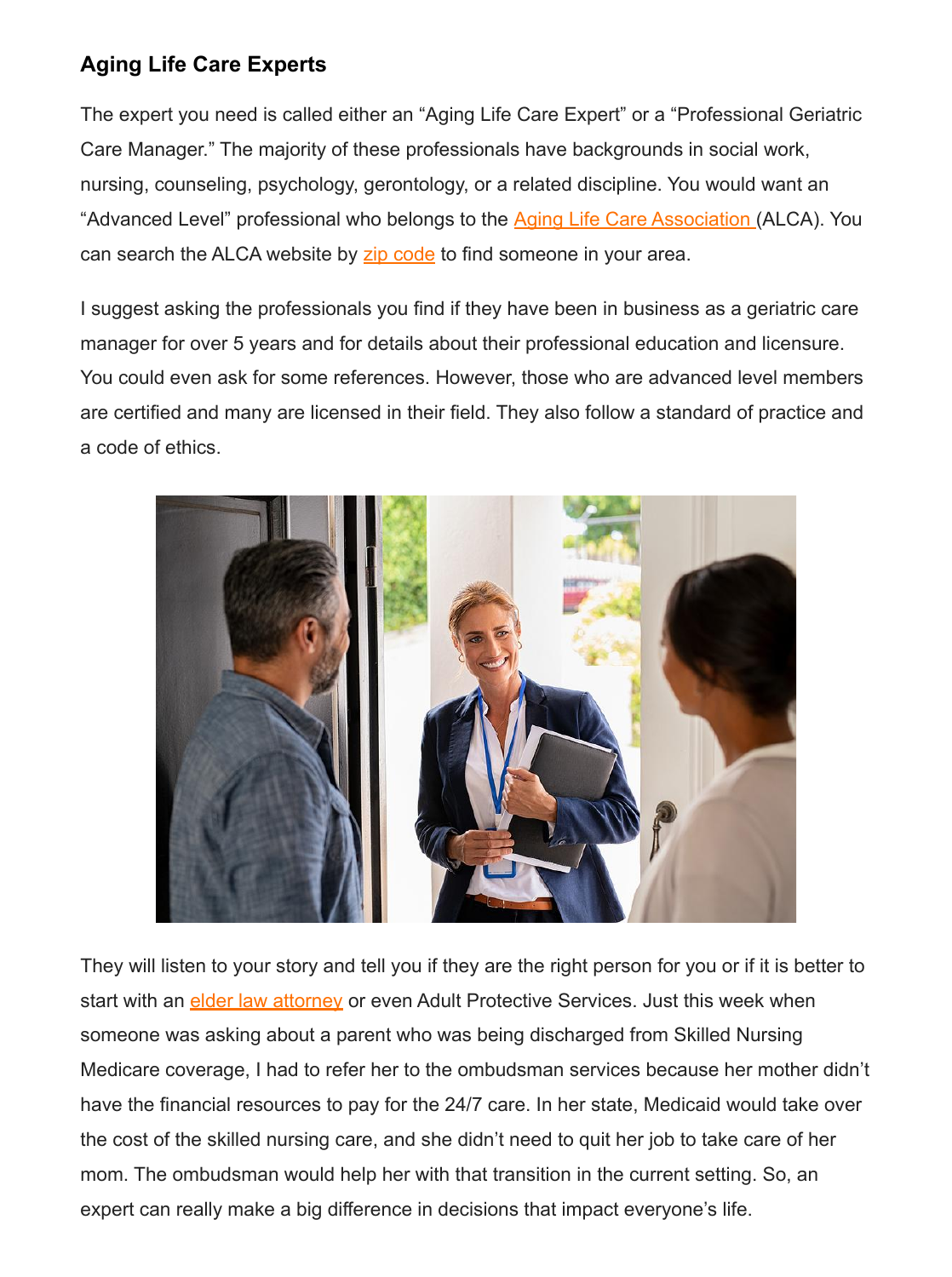### Aging Life Care Experts

The expert you need is called either an "Aging Life Care Expert" or a "Professional Geriatric Care Manager." The majority of these professionals have backgrounds in social work, nursing, counseling, psychology, gerontology, or a related discipline. You would want an "Advanced Level" professional who belongs to the Aging Life Care Association (ALCA). You can search the ALCA website by zip code to find someone in your area.

I suggest asking the professionals you find if they have been in business as a geriatric care manager for over 5 years and for details about their professional education and licensure. You could even ask for some references. However, those who are advanced level members are certified and many are licensed in their field. They also follow a standard of practice and a code of ethics.

They will listen to your story and tell you if they are the right person for you or if it is better to start with an elder law attorney or even Adult Protective Services. Just this week when someone was asking about a parent who was being discharged from Skilled Nursing Medicare coverage, I had to refer her to the ombudsman services because her mother didn't have the financial resources to pay for the 24/7 care. In her state, Medicaid would take over the cost of the skilled nursing care, and she didn't need to quit her job to take care of her mom. The ombudsman would help her with that transition in the current setting. So, an expert can really make a big difference in decisions that impact everyone's life.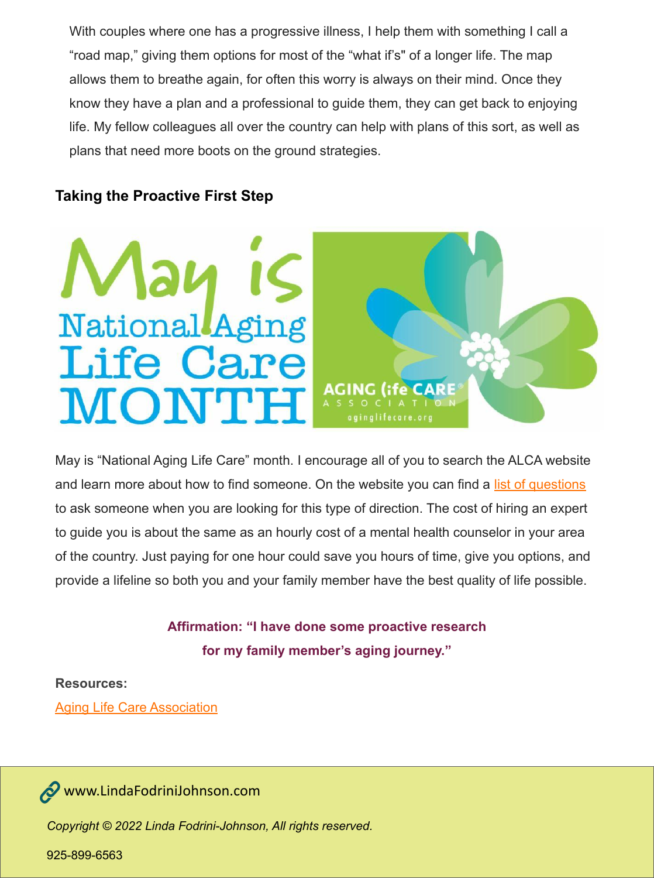With couples where one has a progressive illness, I help them with something I call a "road map," giving them options for most of the "what if's" of a longer life. The map allows them to breathe again, for often this worry is always on their mind. Once they know they have a plan and a professional to guide them, they can get back to enjoying life. My fellow colleagues all over the country can help with plans of this sort, as well as plans that need more boots on the ground strategies.

## Taking the Proactive First Step

May is National Aging Life Care MONTH

AGING LIFE CARE ASSOCIATION
aginglifecare.org

May is "National Aging Life Care" month. I encourage all of you to search the ALCA website and learn more about how to find someone. On the website you can find a list of questions to ask someone when you are looking for this type of direction. The cost of hiring an expert to guide you is about the same as an hourly cost of a mental health counselor in your area of the country. Just paying for one hour could save you hours of time, give you options, and provide a lifeline so both you and your family member have the best quality of life possible.

**Affirmation: "I have done some proactive research for my family member's aging journey."**

**Resources:**

Aging Life Care Association

www.LindaFodriniJohnson.com

*Copyright © 2022 Linda Fodrini-Johnson, All rights reserved.*

925-899-6563